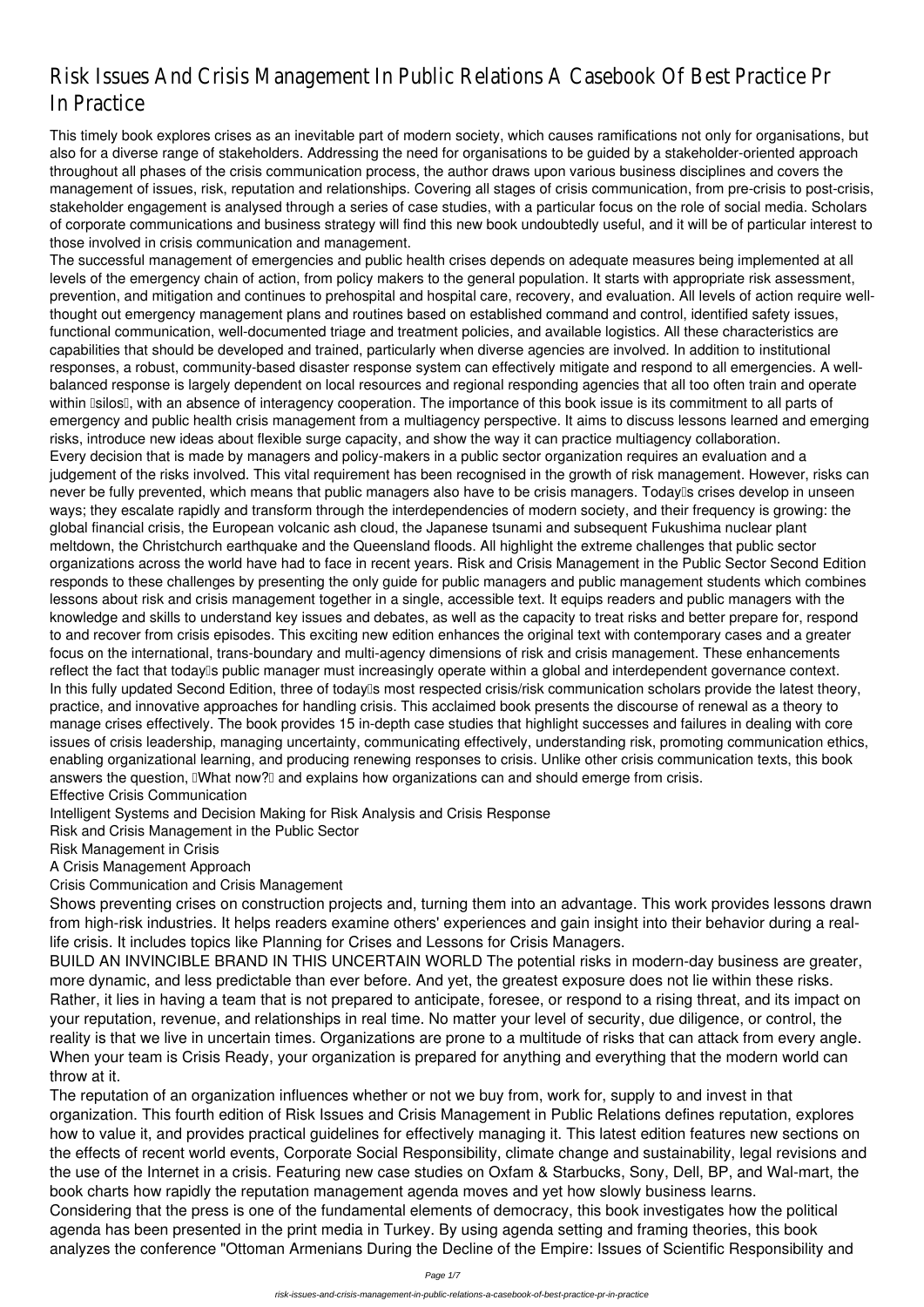# Risk Issues And Crisis Management In Public Relations A Casebook Of Best Practice Pr In Practice

This timely book explores crises as an inevitable part of modern society, which causes ramifications not only for organisations, but also for a diverse range of stakeholders. Addressing the need for organisations to be guided by a stakeholder-oriented approach throughout all phases of the crisis communication process, the author draws upon various business disciplines and covers the management of issues, risk, reputation and relationships. Covering all stages of crisis communication, from pre-crisis to post-crisis, stakeholder engagement is analysed through a series of case studies, with a particular focus on the role of social media. Scholars of corporate communications and business strategy will find this new book undoubtedly useful, and it will be of particular interest to those involved in crisis communication and management.

The successful management of emergencies and public health crises depends on adequate measures being implemented at all levels of the emergency chain of action, from policy makers to the general population. It starts with appropriate risk assessment, prevention, and mitigation and continues to prehospital and hospital care, recovery, and evaluation. All levels of action require well-thought out emergency management plans and routines based on established command and control, identified safety issues, functional communication, well-documented triage and treatment policies, and available logistics. All these characteristics are capabilities that should be developed and trained, particularly when diverse agencies are involved. In addition to institutional responses, a robust, community-based disaster response system can effectively mitigate and respond to all emergencies. A well-balanced response is largely dependent on local resources and regional responding agencies that all too often train and operate within "silos", with an absence of interagency cooperation. The importance of this book issue is its commitment to all parts of emergency and public health crisis management from a multiagency perspective. It aims to discuss lessons learned and emerging risks, introduce new ideas about flexible surge capacity, and show the way it can practice multiagency collaboration.

Every decision that is made by managers and policy-makers in a public sector organization requires an evaluation and a judgement of the risks involved. This vital requirement has been recognised in the growth of risk management. However, risks can never be fully prevented, which means that public managers also have to be crisis managers. Today's crises develop in unseen ways; they escalate rapidly and transform through the interdependencies of modern society, and their frequency is growing: the global financial crisis, the European volcanic ash cloud, the Japanese tsunami and subsequent Fukushima nuclear plant meltdown, the Christchurch earthquake and the Queensland floods. All highlight the extreme challenges that public sector organizations across the world have had to face in recent years. Risk and Crisis Management in the Public Sector Second Edition responds to these challenges by presenting the only guide for public managers and public management students which combines lessons about risk and crisis management together in a single, accessible text. It equips readers and public managers with the knowledge and skills to understand key issues and debates, as well as the capacity to treat risks and better prepare for, respond to and recover from crisis episodes. This exciting new edition enhances the original text with contemporary cases and a greater focus on the international, trans-boundary and multi-agency dimensions of risk and crisis management. These enhancements reflect the fact that today's public manager must increasingly operate within a global and interdependent governance context.

In this fully updated Second Edition, three of today's most respected crisis/risk communication scholars provide the latest theory, practice, and innovative approaches for handling crisis. This acclaimed book presents the discourse of renewal as a theory to manage crises effectively. The book provides 15 in-depth case studies that highlight successes and failures in dealing with core issues of crisis leadership, managing uncertainty, communicating effectively, understanding risk, promoting communication ethics, enabling organizational learning, and producing renewing responses to crisis. Unlike other crisis communication texts, this book answers the question, "What now?" and explains how organizations can and should emerge from crisis.

Effective Crisis Communication

Intelligent Systems and Decision Making for Risk Analysis and Crisis Response

Risk and Crisis Management in the Public Sector

Risk Management in Crisis

A Crisis Management Approach

Crisis Communication and Crisis Management

Shows preventing crises on construction projects and, turning them into an advantage. This work provides lessons drawn from high-risk industries. It helps readers examine others' experiences and gain insight into their behavior during a real-life crisis. It includes topics like Planning for Crises and Lessons for Crisis Managers.

BUILD AN INVINCIBLE BRAND IN THIS UNCERTAIN WORLD The potential risks in modern-day business are greater, more dynamic, and less predictable than ever before. And yet, the greatest exposure does not lie within these risks. Rather, it lies in having a team that is not prepared to anticipate, foresee, or respond to a rising threat, and its impact on your reputation, revenue, and relationships in real time. No matter your level of security, due diligence, or control, the reality is that we live in uncertain times. Organizations are prone to a multitude of risks that can attack from every angle. When your team is Crisis Ready, your organization is prepared for anything and everything that the modern world can throw at it.

The reputation of an organization influences whether or not we buy from, work for, supply to and invest in that organization. This fourth edition of Risk Issues and Crisis Management in Public Relations defines reputation, explores how to value it, and provides practical guidelines for effectively managing it. This latest edition features new sections on the effects of recent world events, Corporate Social Responsibility, climate change and sustainability, legal revisions and the use of the Internet in a crisis. Featuring new case studies on Oxfam & Starbucks, Sony, Dell, BP, and Wal-mart, the book charts how rapidly the reputation management agenda moves and yet how slowly business learns.

Considering that the press is one of the fundamental elements of democracy, this book investigates how the political agenda has been presented in the print media in Turkey. By using agenda setting and framing theories, this book analyzes the conference "Ottoman Armenians During the Decline of the Empire: Issues of Scientific Responsibility and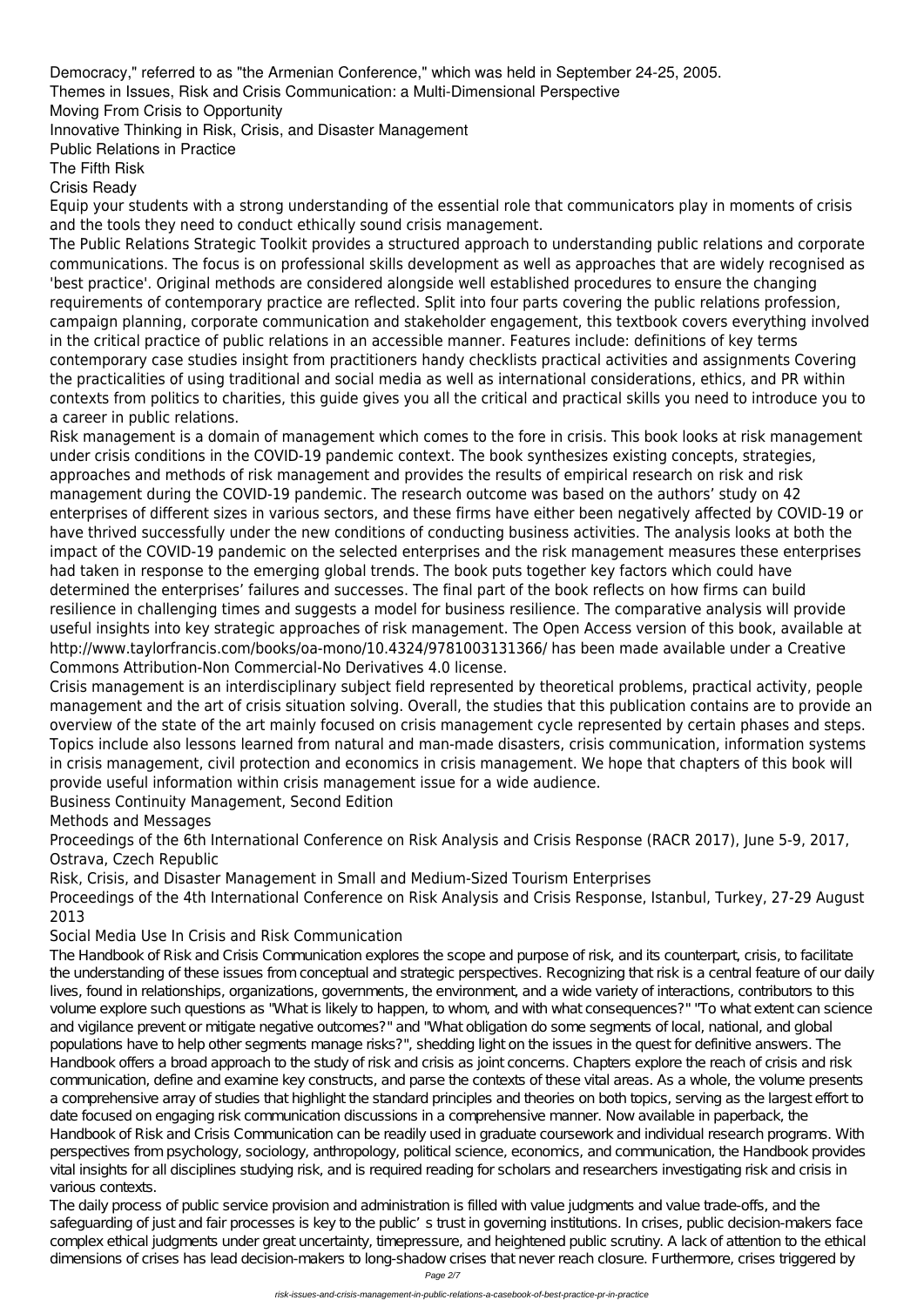Democracy," referred to as "the Armenian Conference," which was held in September 24-25, 2005.

Themes in Issues, Risk and Crisis Communication: a Multi-Dimensional Perspective

Moving From Crisis to Opportunity

Innovative Thinking in Risk, Crisis, and Disaster Management

Public Relations in Practice

The Fifth Risk

Crisis Ready

Equip your students with a strong understanding of the essential role that communicators play in moments of crisis and the tools they need to conduct ethically sound crisis management.

The Public Relations Strategic Toolkit provides a structured approach to understanding public relations and corporate communications. The focus is on professional skills development as well as approaches that are widely recognised as 'best practice'. Original methods are considered alongside well established procedures to ensure the changing requirements of contemporary practice are reflected. Split into four parts covering the public relations profession, campaign planning, corporate communication and stakeholder engagement, this textbook covers everything involved in the critical practice of public relations in an accessible manner. Features include: definitions of key terms contemporary case studies insight from practitioners handy checklists practical activities and assignments Covering the practicalities of using traditional and social media as well as international considerations, ethics, and PR within contexts from politics to charities, this guide gives you all the critical and practical skills you need to introduce you to a career in public relations.

Risk management is a domain of management which comes to the fore in crisis. This book looks at risk management under crisis conditions in the COVID-19 pandemic context. The book synthesizes existing concepts, strategies, approaches and methods of risk management and provides the results of empirical research on risk and risk management during the COVID-19 pandemic. The research outcome was based on the authors' study on 42 enterprises of different sizes in various sectors, and these firms have either been negatively affected by COVID-19 or have thrived successfully under the new conditions of conducting business activities. The analysis looks at both the impact of the COVID-19 pandemic on the selected enterprises and the risk management measures these enterprises had taken in response to the emerging global trends. The book puts together key factors which could have determined the enterprises' failures and successes. The final part of the book reflects on how firms can build resilience in challenging times and suggests a model for business resilience. The comparative analysis will provide useful insights into key strategic approaches of risk management. The Open Access version of this book, available at http://www.taylorfrancis.com/books/oa-mono/10.4324/9781003131366/ has been made available under a Creative Commons Attribution-Non Commercial-No Derivatives 4.0 license.

Crisis management is an interdisciplinary subject field represented by theoretical problems, practical activity, people management and the art of crisis situation solving. Overall, the studies that this publication contains are to provide an overview of the state of the art mainly focused on crisis management cycle represented by certain phases and steps. Topics include also lessons learned from natural and man-made disasters, crisis communication, information systems in crisis management, civil protection and economics in crisis management. We hope that chapters of this book will provide useful information within crisis management issue for a wide audience.

Business Continuity Management, Second Edition

Methods and Messages

Proceedings of the 6th International Conference on Risk Analysis and Crisis Response (RACR 2017), June 5-9, 2017, Ostrava, Czech Republic

Risk, Crisis, and Disaster Management in Small and Medium-Sized Tourism Enterprises

Proceedings of the 4th International Conference on Risk Analysis and Crisis Response, Istanbul, Turkey, 27-29 August 2013

Social Media Use In Crisis and Risk Communication

The Handbook of Risk and Crisis Communication explores the scope and purpose of risk, and its counterpart, crisis, to facilitate the understanding of these issues from conceptual and strategic perspectives. Recognizing that risk is a central feature of our daily lives, found in relationships, organizations, governments, the environment, and a wide variety of interactions, contributors to this volume explore such questions as "What is likely to happen, to whom, and with what consequences?" "To what extent can science and vigilance prevent or mitigate negative outcomes?" and "What obligation do some segments of local, national, and global populations have to help other segments manage risks?", shedding light on the issues in the quest for definitive answers. The Handbook offers a broad approach to the study of risk and crisis as joint concerns. Chapters explore the reach of crisis and risk communication, define and examine key constructs, and parse the contexts of these vital areas. As a whole, the volume presents a comprehensive array of studies that highlight the standard principles and theories on both topics, serving as the largest effort to date focused on engaging risk communication discussions in a comprehensive manner. Now available in paperback, the Handbook of Risk and Crisis Communication can be readily used in graduate coursework and individual research programs. With perspectives from psychology, sociology, anthropology, political science, economics, and communication, the Handbook provides vital insights for all disciplines studying risk, and is required reading for scholars and researchers investigating risk and crisis in various contexts.

The daily process of public service provision and administration is filled with value judgments and value trade-offs, and the safeguarding of just and fair processes is key to the public's trust in governing institutions. In crises, public decision-makers face complex ethical judgments under great uncertainty, timepressure, and heightened public scrutiny. A lack of attention to the ethical dimensions of crises has lead decision-makers to long-shadow crises that never reach closure. Furthermore, crises triggered by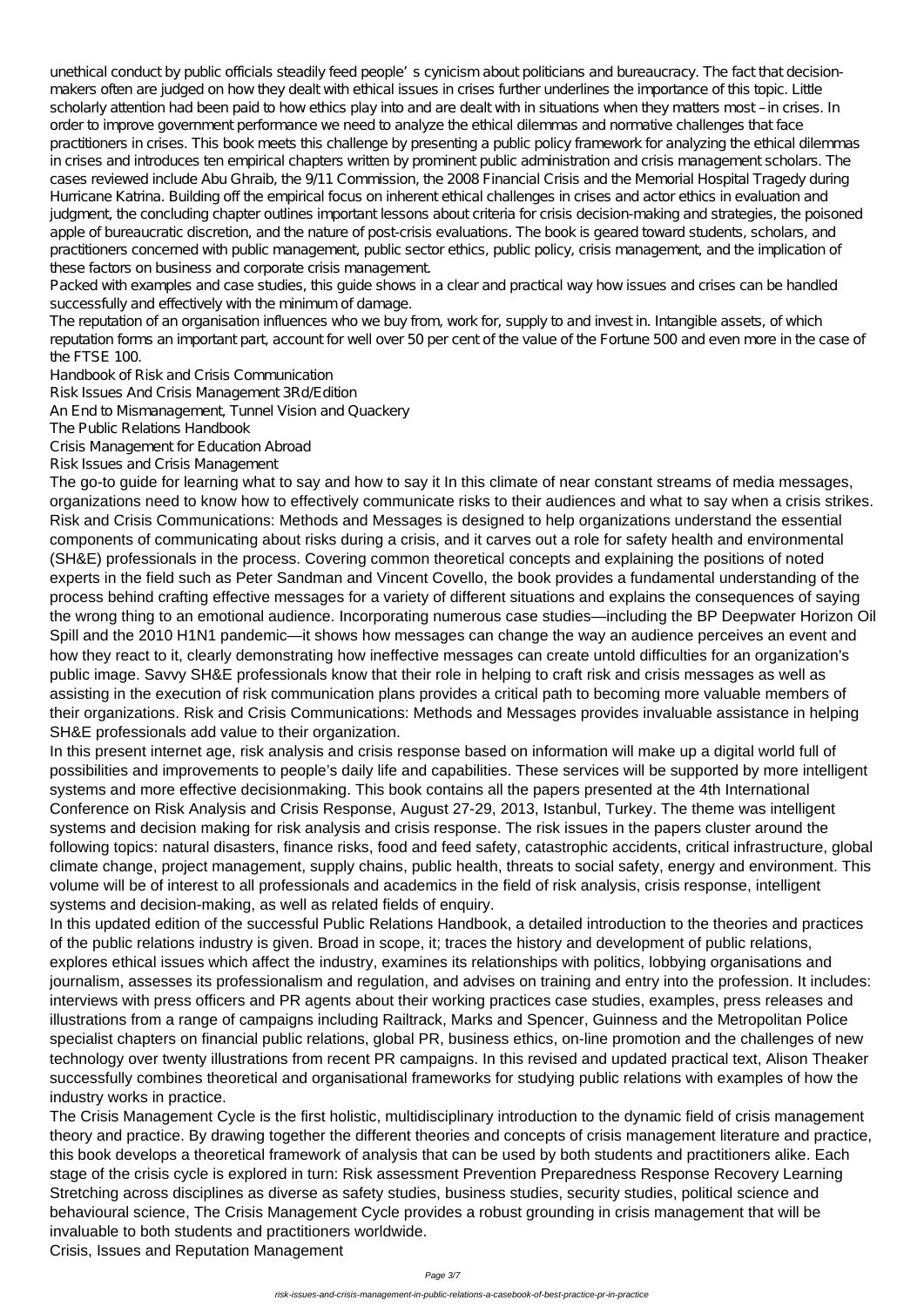unethical conduct by public officials steadily feed people's cynicism about politicians and bureaucracy. The fact that decision-makers often are judged on how they dealt with ethical issues in crises further underlines the importance of this topic. Little scholarly attention had been paid to how ethics play into and are dealt with in situations when they matters most – in crises. In order to improve government performance we need to analyze the ethical dilemmas and normative challenges that face practitioners in crises. This book meets this challenge by presenting a public policy framework for analyzing the ethical dilemmas in crises and introduces ten empirical chapters written by prominent public administration and crisis management scholars. The cases reviewed include Abu Ghraib, the 9/11 Commission, the 2008 Financial Crisis and the Memorial Hospital Tragedy during Hurricane Katrina. Building off the empirical focus on inherent ethical challenges in crises and actor ethics in evaluation and judgment, the concluding chapter outlines important lessons about criteria for crisis decision-making and strategies, the poisoned apple of bureaucratic discretion, and the nature of post-crisis evaluations. The book is geared toward students, scholars, and practitioners concerned with public management, public sector ethics, public policy, crisis management, and the implication of these factors on business and corporate crisis management.

Packed with examples and case studies, this guide shows in a clear and practical way how issues and crises can be handled successfully and effectively with the minimum of damage.

The reputation of an organisation influences who we buy from, work for, supply to and invest in. Intangible assets, of which reputation forms an important part, account for well over 50 per cent of the value of the Fortune 500 and even more in the case of the FTSE 100.

Handbook of Risk and Crisis Communication
Risk Issues And Crisis Management 3Rd/Edition
An End to Mismanagement, Tunnel Vision and Quackery
The Public Relations Handbook
Crisis Management for Education Abroad
Risk Issues and Crisis Management

The go-to guide for learning what to say and how to say it In this climate of near constant streams of media messages, organizations need to know how to effectively communicate risks to their audiences and what to say when a crisis strikes. Risk and Crisis Communications: Methods and Messages is designed to help organizations understand the essential components of communicating about risks during a crisis, and it carves out a role for safety health and environmental (SH&E) professionals in the process. Covering common theoretical concepts and explaining the positions of noted experts in the field such as Peter Sandman and Vincent Covello, the book provides a fundamental understanding of the process behind crafting effective messages for a variety of different situations and explains the consequences of saying the wrong thing to an emotional audience. Incorporating numerous case studies—including the BP Deepwater Horizon Oil Spill and the 2010 H1N1 pandemic—it shows how messages can change the way an audience perceives an event and how they react to it, clearly demonstrating how ineffective messages can create untold difficulties for an organization's public image. Savvy SH&E professionals know that their role in helping to craft risk and crisis messages as well as assisting in the execution of risk communication plans provides a critical path to becoming more valuable members of their organizations. Risk and Crisis Communications: Methods and Messages provides invaluable assistance in helping SH&E professionals add value to their organization.

In this present internet age, risk analysis and crisis response based on information will make up a digital world full of possibilities and improvements to people's daily life and capabilities. These services will be supported by more intelligent systems and more effective decisionmaking. This book contains all the papers presented at the 4th International Conference on Risk Analysis and Crisis Response, August 27-29, 2013, Istanbul, Turkey. The theme was intelligent systems and decision making for risk analysis and crisis response. The risk issues in the papers cluster around the following topics: natural disasters, finance risks, food and feed safety, catastrophic accidents, critical infrastructure, global climate change, project management, supply chains, public health, threats to social safety, energy and environment. This volume will be of interest to all professionals and academics in the field of risk analysis, crisis response, intelligent systems and decision-making, as well as related fields of enquiry.

In this updated edition of the successful Public Relations Handbook, a detailed introduction to the theories and practices of the public relations industry is given. Broad in scope, it; traces the history and development of public relations, explores ethical issues which affect the industry, examines its relationships with politics, lobbying organisations and journalism, assesses its professionalism and regulation, and advises on training and entry into the profession. It includes: interviews with press officers and PR agents about their working practices case studies, examples, press releases and illustrations from a range of campaigns including Railtrack, Marks and Spencer, Guinness and the Metropolitan Police specialist chapters on financial public relations, global PR, business ethics, on-line promotion and the challenges of new technology over twenty illustrations from recent PR campaigns. In this revised and updated practical text, Alison Theaker successfully combines theoretical and organisational frameworks for studying public relations with examples of how the industry works in practice.

The Crisis Management Cycle is the first holistic, multidisciplinary introduction to the dynamic field of crisis management theory and practice. By drawing together the different theories and concepts of crisis management literature and practice, this book develops a theoretical framework of analysis that can be used by both students and practitioners alike. Each stage of the crisis cycle is explored in turn: Risk assessment Prevention Preparedness Response Recovery Learning Stretching across disciplines as diverse as safety studies, business studies, security studies, political science and behavioural science, The Crisis Management Cycle provides a robust grounding in crisis management that will be invaluable to both students and practitioners worldwide.

Crisis, Issues and Reputation Management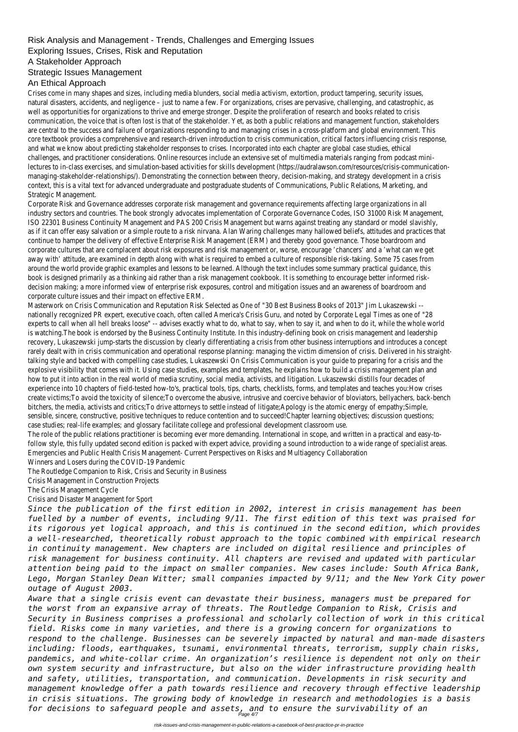# Risk Analysis and Management - Trends, Challenges and Emerging Issues

# Exploring Issues, Crises, Risk and Reputation

# A Stakeholder Approach

## Strategic Issues Management

## An Ethical Approach

Crises come in many shapes and sizes, including media blunders, social media activism, extortion, product tampering, security issues, natural disasters, accidents, and negligence – just to name a few. For organizations, crises are pervasive, challenging, and catastrophic, as well as opportunities for organizations to thrive and emerge stronger. Despite the proliferation of research and books related to crisis communication, the voice that is often lost is that of the stakeholder. Yet, as both a public relations and management function, stakeholders are central to the success and failure of organizations responding to and managing crises in a cross-platform and global environment. This core textbook provides a comprehensive and research-driven introduction to crisis communication, critical factors influencing crisis response, and what we know about predicting stakeholder responses to crises. Incorporated into each chapter are global case studies, ethical challenges, and practitioner considerations. Online resources include an extensive set of multimedia materials ranging from podcast mini-lectures to in-class exercises, and simulation-based activities for skills development (https://audralawson.com/resources/crisis-communication-managing-stakeholder-relationships/). Demonstrating the connection between theory, decision-making, and strategy development in a crisis context, this is a vital text for advanced undergraduate and postgraduate students of Communications, Public Relations, Marketing, and Strategic Management.

Corporate Risk and Governance addresses corporate risk management and governance requirements affecting large organizations in all industry sectors and countries. The book strongly advocates implementation of Corporate Governance Codes, ISO 31000 Risk Management, ISO 22301 Business Continuity Management and PAS 200 Crisis Management but warns against treating any standard or model slavishly, as if it can offer easy salvation or a simple route to a risk nirvana. Alan Waring challenges many hallowed beliefs, attitudes and practices that continue to hamper the delivery of effective Enterprise Risk Management (ERM) and thereby good governance. Those boardroom and corporate cultures that are complacent about risk exposures and risk management or, worse, encourage 'chancers' and a 'what can we get away with' attitude, are examined in depth along with what is required to embed a culture of responsible risk-taking. Some 75 cases from around the world provide graphic examples and lessons to be learned. Although the text includes some summary practical guidance, this book is designed primarily as a thinking aid rather than a risk management cookbook. It is something to encourage better informed risk-decision making; a more informed view of enterprise risk exposures, control and mitigation issues and an awareness of boardroom and corporate culture issues and their impact on effective ERM.

Masterwork on Crisis Communication and Reputation Risk Selected as One of "30 Best Business Books of 2013" Jim Lukaszewski -- nationally recognized PR expert, executive coach, often called America's Crisis Guru, and noted by Corporate Legal Times as one of "28 experts to call when all hell breaks loose" -- advises exactly what to do, what to say, when to say it, and when to do it, while the whole world is watching.The book is endorsed by the Business Continuity Institute. In this industry-defining book on crisis management and leadership recovery, Lukaszewski jump-starts the discussion by clearly differentiating a crisis from other business interruptions and introduces a concept rarely dealt with in crisis communication and operational response planning: managing the victim dimension of crisis. Delivered in his straight-talking style and backed with compelling case studies, Lukaszewski On Crisis Communication is your guide to preparing for a crisis and the explosive visibility that comes with it. Using case studies, examples and templates, he explains how to build a crisis management plan and how to put it into action in the real world of media scrutiny, social media, activists, and litigation. Lukaszewski distills four decades of experience into 10 chapters of field-tested how-to's, practical tools, tips, charts, checklists, forms, and templates and teaches you:How crises create victims;To avoid the toxicity of silence;To overcome the abusive, intrusive and coercive behavior of bloviators, bellyachers, back-bench bitchers, the media, activists and critics;To drive attorneys to settle instead of litigate;Apology is the atomic energy of empathy;Simple, sensible, sincere, constructive, positive techniques to reduce contention and to succeed!Chapter learning objectives; discussion questions; case studies; real-life examples; and glossary facilitate college and professional development classroom use.

The role of the public relations practitioner is becoming ever more demanding. International in scope, and written in a practical and easy-to-follow style, this fully updated second edition is packed with expert advice, providing a sound introduction to a wide range of specialist areas.

Emergencies and Public Health Crisis Management- Current Perspectives on Risks and Multiagency Collaboration

Winners and Losers during the COVID-19 Pandemic

The Routledge Companion to Risk, Crisis and Security in Business

Crisis Management in Construction Projects

The Crisis Management Cycle

Crisis and Disaster Management for Sport

*Since the publication of the first edition in 2002, interest in crisis management has been fuelled by a number of events, including 9/11. The first edition of this text was praised for its rigorous yet logical approach, and this is continued in the second edition, which provides a well-researched, theoretically robust approach to the topic combined with empirical research in continuity management. New chapters are included on digital resilience and principles of risk management for business continuity. All chapters are revised and updated with particular attention being paid to the impact on smaller companies. New cases include: South Africa Bank, Lego, Morgan Stanley Dean Witter; small companies impacted by 9/11; and the New York City power outage of August 2003.*

*Aware that a single crisis event can devastate their business, managers must be prepared for the worst from an expansive array of threats. The Routledge Companion to Risk, Crisis and Security in Business comprises a professional and scholarly collection of work in this critical field. Risks come in many varieties, and there is a growing concern for organizations to respond to the challenge. Businesses can be severely impacted by natural and man-made disasters including: floods, earthquakes, tsunami, environmental threats, terrorism, supply chain risks, pandemics, and white-collar crime. An organization's resilience is dependent not only on their own system security and infrastructure, but also on the wider infrastructure providing health and safety, utilities, transportation, and communication. Developments in risk security and management knowledge offer a path towards resilience and recovery through effective leadership in crisis situations. The growing body of knowledge in research and methodologies is a basis for decisions to safeguard people and assets, and to ensure the survivability of an*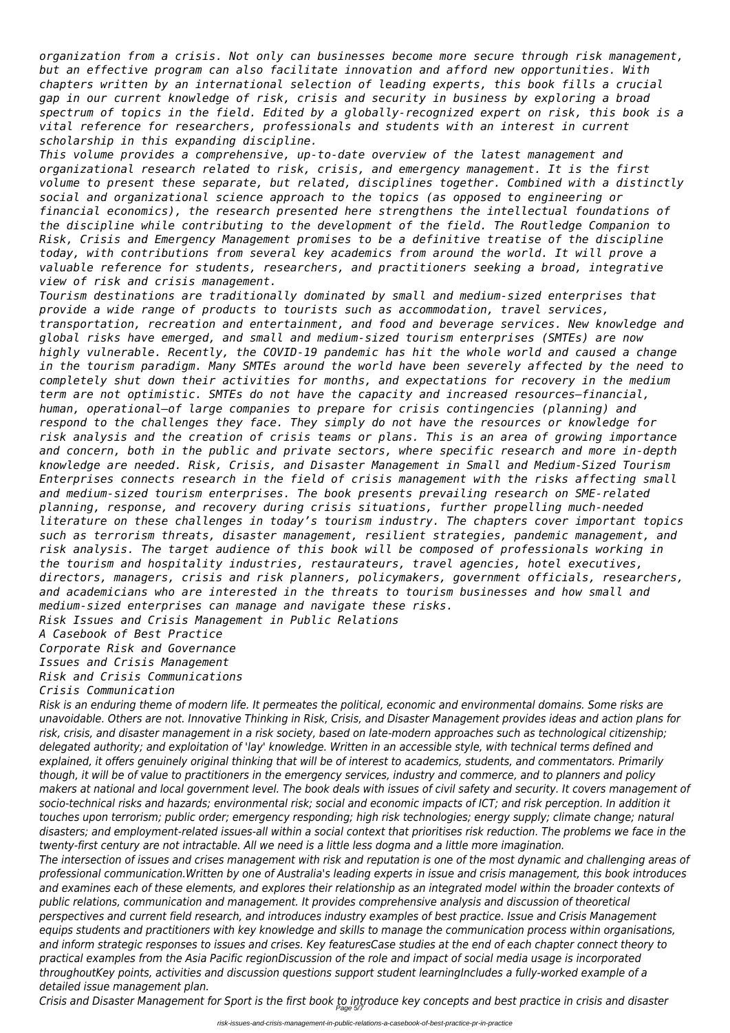*organization from a crisis. Not only can businesses become more secure through risk management, but an effective program can also facilitate innovation and afford new opportunities. With chapters written by an international selection of leading experts, this book fills a crucial gap in our current knowledge of risk, crisis and security in business by exploring a broad spectrum of topics in the field. Edited by a globally-recognized expert on risk, this book is a vital reference for researchers, professionals and students with an interest in current scholarship in this expanding discipline.*

*This volume provides a comprehensive, up-to-date overview of the latest management and organizational research related to risk, crisis, and emergency management. It is the first volume to present these separate, but related, disciplines together. Combined with a distinctly social and organizational science approach to the topics (as opposed to engineering or financial economics), the research presented here strengthens the intellectual foundations of the discipline while contributing to the development of the field. The Routledge Companion to Risk, Crisis and Emergency Management promises to be a definitive treatise of the discipline today, with contributions from several key academics from around the world. It will prove a valuable reference for students, researchers, and practitioners seeking a broad, integrative view of risk and crisis management.*

*Tourism destinations are traditionally dominated by small and medium-sized enterprises that provide a wide range of products to tourists such as accommodation, travel services, transportation, recreation and entertainment, and food and beverage services. New knowledge and global risks have emerged, and small and medium-sized tourism enterprises (SMTEs) are now highly vulnerable. Recently, the COVID-19 pandemic has hit the whole world and caused a change in the tourism paradigm. Many SMTEs around the world have been severely affected by the need to completely shut down their activities for months, and expectations for recovery in the medium term are not optimistic. SMTEs do not have the capacity and increased resources—financial, human, operational—of large companies to prepare for crisis contingencies (planning) and respond to the challenges they face. They simply do not have the resources or knowledge for risk analysis and the creation of crisis teams or plans. This is an area of growing importance and concern, both in the public and private sectors, where specific research and more in-depth knowledge are needed. Risk, Crisis, and Disaster Management in Small and Medium-Sized Tourism Enterprises connects research in the field of crisis management with the risks affecting small and medium-sized tourism enterprises. The book presents prevailing research on SME-related planning, response, and recovery during crisis situations, further propelling much-needed literature on these challenges in today's tourism industry. The chapters cover important topics such as terrorism threats, disaster management, resilient strategies, pandemic management, and risk analysis. The target audience of this book will be composed of professionals working in the tourism and hospitality industries, restaurateurs, travel agencies, hotel executives, directors, managers, crisis and risk planners, policymakers, government officials, researchers, and academicians who are interested in the threats to tourism businesses and how small and medium-sized enterprises can manage and navigate these risks.*

*Risk Issues and Crisis Management in Public Relations*
*A Casebook of Best Practice*
*Corporate Risk and Governance*
*Issues and Crisis Management*
*Risk and Crisis Communications*
*Crisis Communication*

*Risk is an enduring theme of modern life. It permeates the political, economic and environmental domains. Some risks are unavoidable. Others are not. Innovative Thinking in Risk, Crisis, and Disaster Management provides ideas and action plans for risk, crisis, and disaster management in a risk society, based on late-modern approaches such as technological citizenship; delegated authority; and exploitation of 'lay' knowledge. Written in an accessible style, with technical terms defined and explained, it offers genuinely original thinking that will be of interest to academics, students, and commentators. Primarily though, it will be of value to practitioners in the emergency services, industry and commerce, and to planners and policy makers at national and local government level. The book deals with issues of civil safety and security. It covers management of socio-technical risks and hazards; environmental risk; social and economic impacts of ICT; and risk perception. In addition it touches upon terrorism; public order; emergency responding; high risk technologies; energy supply; climate change; natural disasters; and employment-related issues-all within a social context that prioritises risk reduction. The problems we face in the twenty-first century are not intractable. All we need is a little less dogma and a little more imagination.*

*The intersection of issues and crises management with risk and reputation is one of the most dynamic and challenging areas of professional communication.Written by one of Australia's leading experts in issue and crisis management, this book introduces and examines each of these elements, and explores their relationship as an integrated model within the broader contexts of public relations, communication and management. It provides comprehensive analysis and discussion of theoretical perspectives and current field research, and introduces industry examples of best practice. Issue and Crisis Management equips students and practitioners with key knowledge and skills to manage the communication process within organisations, and inform strategic responses to issues and crises. Key featuresCase studies at the end of each chapter connect theory to practical examples from the Asia Pacific regionDiscussion of the role and impact of social media usage is incorporated throughoutKey points, activities and discussion questions support student learningIncludes a fully-worked example of a detailed issue management plan.*

*Crisis and Disaster Management for Sport is the first book to introduce key concepts and best practice in crisis and disaster*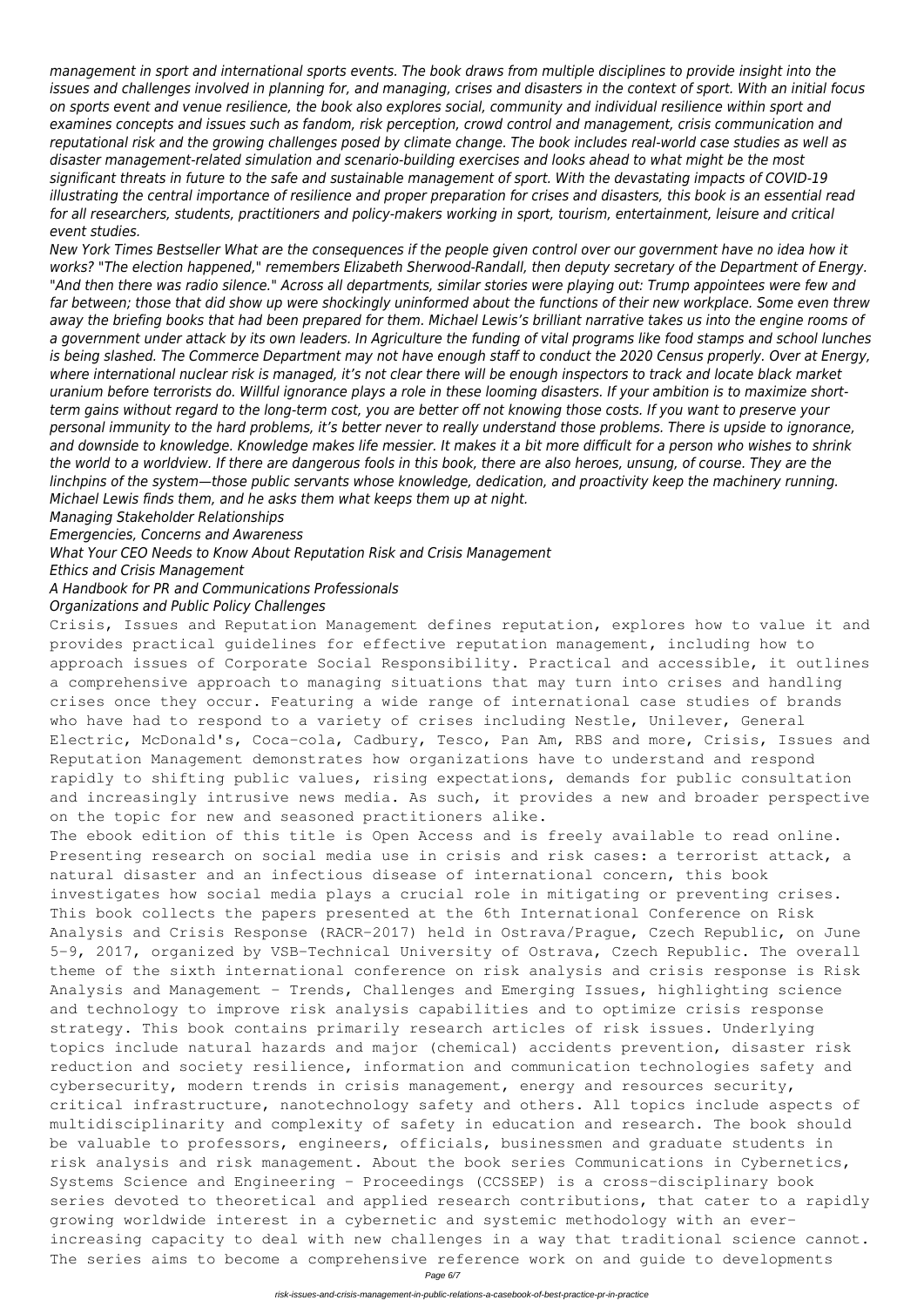*management in sport and international sports events. The book draws from multiple disciplines to provide insight into the issues and challenges involved in planning for, and managing, crises and disasters in the context of sport. With an initial focus on sports event and venue resilience, the book also explores social, community and individual resilience within sport and examines concepts and issues such as fandom, risk perception, crowd control and management, crisis communication and reputational risk and the growing challenges posed by climate change. The book includes real-world case studies as well as disaster management-related simulation and scenario-building exercises and looks ahead to what might be the most significant threats in future to the safe and sustainable management of sport. With the devastating impacts of COVID-19 illustrating the central importance of resilience and proper preparation for crises and disasters, this book is an essential read for all researchers, students, practitioners and policy-makers working in sport, tourism, entertainment, leisure and critical event studies.*

*New York Times Bestseller What are the consequences if the people given control over our government have no idea how it works? "The election happened," remembers Elizabeth Sherwood-Randall, then deputy secretary of the Department of Energy. "And then there was radio silence." Across all departments, similar stories were playing out: Trump appointees were few and far between; those that did show up were shockingly uninformed about the functions of their new workplace. Some even threw away the briefing books that had been prepared for them. Michael Lewis's brilliant narrative takes us into the engine rooms of a government under attack by its own leaders. In Agriculture the funding of vital programs like food stamps and school lunches is being slashed. The Commerce Department may not have enough staff to conduct the 2020 Census properly. Over at Energy, where international nuclear risk is managed, it's not clear there will be enough inspectors to track and locate black market uranium before terrorists do. Willful ignorance plays a role in these looming disasters. If your ambition is to maximize short-term gains without regard to the long-term cost, you are better off not knowing those costs. If you want to preserve your personal immunity to the hard problems, it's better never to really understand those problems. There is upside to ignorance, and downside to knowledge. Knowledge makes life messier. It makes it a bit more difficult for a person who wishes to shrink the world to a worldview. If there are dangerous fools in this book, there are also heroes, unsung, of course. They are the linchpins of the system—those public servants whose knowledge, dedication, and proactivity keep the machinery running. Michael Lewis finds them, and he asks them what keeps them up at night.*

*Managing Stakeholder Relationships*

*Emergencies, Concerns and Awareness*

*What Your CEO Needs to Know About Reputation Risk and Crisis Management*

*Ethics and Crisis Management*

*A Handbook for PR and Communications Professionals*

*Organizations and Public Policy Challenges*

Crisis, Issues and Reputation Management defines reputation, explores how to value it and provides practical guidelines for effective reputation management, including how to approach issues of Corporate Social Responsibility. Practical and accessible, it outlines a comprehensive approach to managing situations that may turn into crises and handling crises once they occur. Featuring a wide range of international case studies of brands who have had to respond to a variety of crises including Nestle, Unilever, General Electric, McDonald's, Coca-cola, Cadbury, Tesco, Pan Am, RBS and more, Crisis, Issues and Reputation Management demonstrates how organizations have to understand and respond rapidly to shifting public values, rising expectations, demands for public consultation and increasingly intrusive news media. As such, it provides a new and broader perspective on the topic for new and seasoned practitioners alike.

The ebook edition of this title is Open Access and is freely available to read online. Presenting research on social media use in crisis and risk cases: a terrorist attack, a natural disaster and an infectious disease of international concern, this book investigates how social media plays a crucial role in mitigating or preventing crises.

This book collects the papers presented at the 6th International Conference on Risk Analysis and Crisis Response (RACR-2017) held in Ostrava/Prague, Czech Republic, on June 5-9, 2017, organized by VSB-Technical University of Ostrava, Czech Republic. The overall theme of the sixth international conference on risk analysis and crisis response is Risk Analysis and Management - Trends, Challenges and Emerging Issues, highlighting science and technology to improve risk analysis capabilities and to optimize crisis response strategy. This book contains primarily research articles of risk issues. Underlying topics include natural hazards and major (chemical) accidents prevention, disaster risk reduction and society resilience, information and communication technologies safety and cybersecurity, modern trends in crisis management, energy and resources security, critical infrastructure, nanotechnology safety and others. All topics include aspects of multidisciplinarity and complexity of safety in education and research. The book should be valuable to professors, engineers, officials, businessmen and graduate students in risk analysis and risk management. About the book series Communications in Cybernetics, Systems Science and Engineering - Proceedings (CCSSEP) is a cross-disciplinary book series devoted to theoretical and applied research contributions, that cater to a rapidly growing worldwide interest in a cybernetic and systemic methodology with an ever-increasing capacity to deal with new challenges in a way that traditional science cannot. The series aims to become a comprehensive reference work on and guide to developments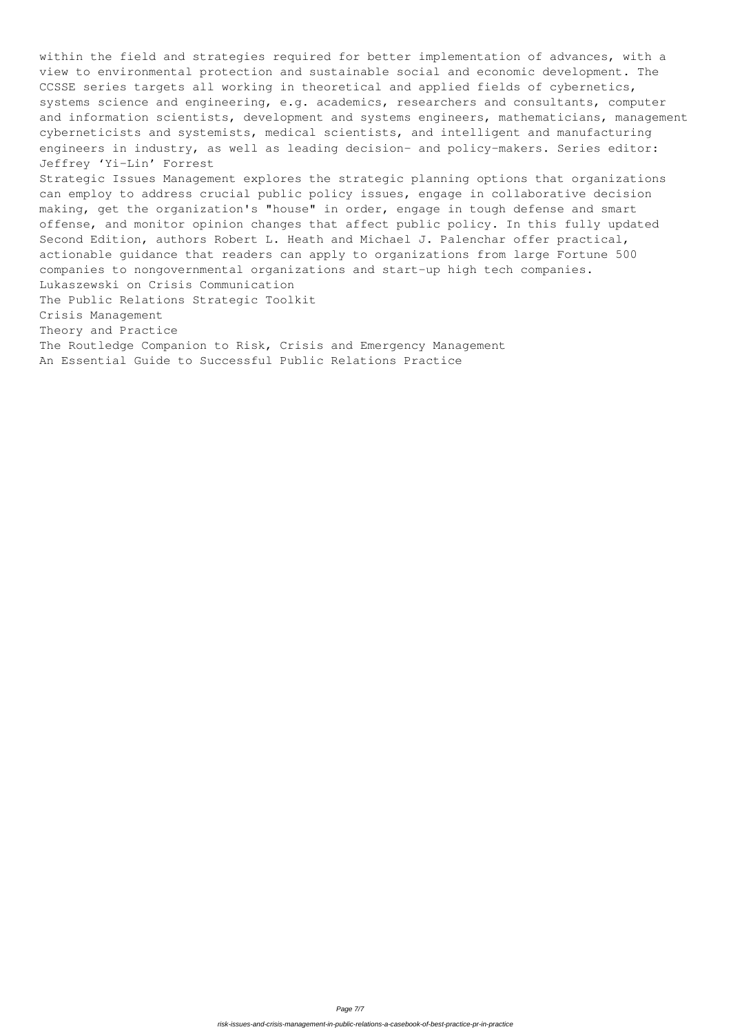within the field and strategies required for better implementation of advances, with a view to environmental protection and sustainable social and economic development. The CCSSE series targets all working in theoretical and applied fields of cybernetics, systems science and engineering, e.g. academics, researchers and consultants, computer and information scientists, development and systems engineers, mathematicians, management cyberneticists and systemists, medical scientists, and intelligent and manufacturing engineers in industry, as well as leading decision- and policy-makers. Series editor: Jeffrey 'Yi-Lin' Forrest

Strategic Issues Management explores the strategic planning options that organizations can employ to address crucial public policy issues, engage in collaborative decision making, get the organization's "house" in order, engage in tough defense and smart offense, and monitor opinion changes that affect public policy. In this fully updated Second Edition, authors Robert L. Heath and Michael J. Palenchar offer practical, actionable guidance that readers can apply to organizations from large Fortune 500 companies to nongovernmental organizations and start-up high tech companies.

Lukaszewski on Crisis Communication

The Public Relations Strategic Toolkit

Crisis Management

Theory and Practice

The Routledge Companion to Risk, Crisis and Emergency Management

An Essential Guide to Successful Public Relations Practice